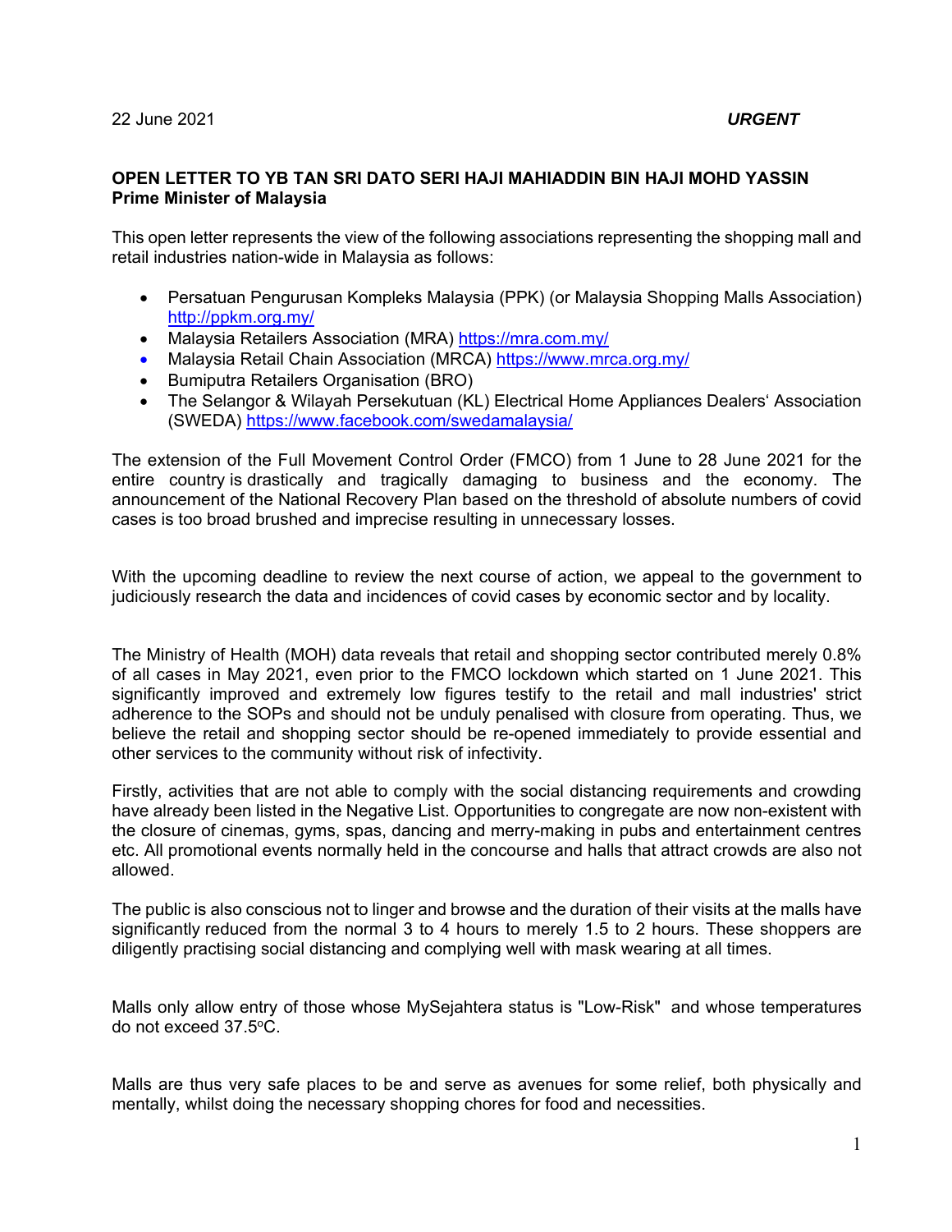22 June 2021 ***URGENT***

**OPEN LETTER TO YB TAN SRI DATO SERI HAJI MAHIADDIN BIN HAJI MOHD YASSIN**
**Prime Minister of Malaysia**

This open letter represents the view of the following associations representing the shopping mall and retail industries nation-wide in Malaysia as follows:

- Persatuan Pengurusan Kompleks Malaysia (PPK) (or Malaysia Shopping Malls Association) http://ppkm.org.my/
- Malaysia Retailers Association (MRA) https://mra.com.my/
- Malaysia Retail Chain Association (MRCA) https://www.mrca.org.my/
- Bumiputra Retailers Organisation (BRO)
- The Selangor & Wilayah Persekutuan (KL) Electrical Home Appliances Dealers' Association (SWEDA) https://www.facebook.com/swedamalaysia/

The extension of the Full Movement Control Order (FMCO) from 1 June to 28 June 2021 for the entire country is drastically and tragically damaging to business and the economy. The announcement of the National Recovery Plan based on the threshold of absolute numbers of covid cases is too broad brushed and imprecise resulting in unnecessary losses.

With the upcoming deadline to review the next course of action, we appeal to the government to judiciously research the data and incidences of covid cases by economic sector and by locality.

The Ministry of Health (MOH) data reveals that retail and shopping sector contributed merely 0.8% of all cases in May 2021, even prior to the FMCO lockdown which started on 1 June 2021. This significantly improved and extremely low figures testify to the retail and mall industries' strict adherence to the SOPs and should not be unduly penalised with closure from operating. Thus, we believe the retail and shopping sector should be re-opened immediately to provide essential and other services to the community without risk of infectivity.

Firstly, activities that are not able to comply with the social distancing requirements and crowding have already been listed in the Negative List. Opportunities to congregate are now non-existent with the closure of cinemas, gyms, spas, dancing and merry-making in pubs and entertainment centres etc. All promotional events normally held in the concourse and halls that attract crowds are also not allowed.

The public is also conscious not to linger and browse and the duration of their visits at the malls have significantly reduced from the normal 3 to 4 hours to merely 1.5 to 2 hours. These shoppers are diligently practising social distancing and complying well with mask wearing at all times.

Malls only allow entry of those whose MySejahtera status is "Low-Risk" and whose temperatures do not exceed 37.5$^{o}$C.

Malls are thus very safe places to be and serve as avenues for some relief, both physically and mentally, whilst doing the necessary shopping chores for food and necessities.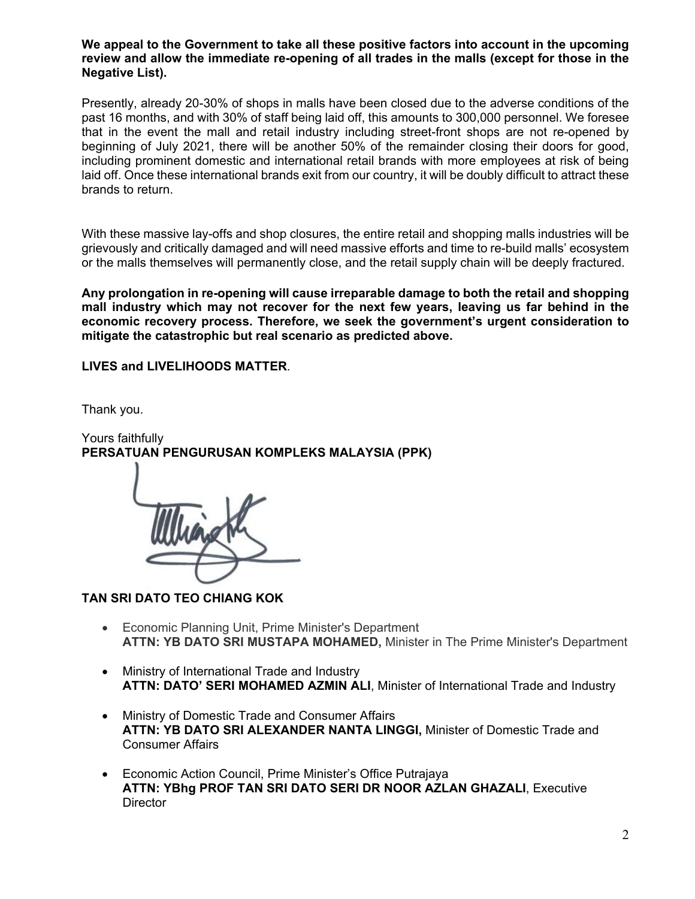**We appeal to the Government to take all these positive factors into account in the upcoming review and allow the immediate re-opening of all trades in the malls (except for those in the Negative List).**

Presently, already 20-30% of shops in malls have been closed due to the adverse conditions of the past 16 months, and with 30% of staff being laid off, this amounts to 300,000 personnel. We foresee that in the event the mall and retail industry including street-front shops are not re-opened by beginning of July 2021, there will be another 50% of the remainder closing their doors for good, including prominent domestic and international retail brands with more employees at risk of being laid off. Once these international brands exit from our country, it will be doubly difficult to attract these brands to return.

With these massive lay-offs and shop closures, the entire retail and shopping malls industries will be grievously and critically damaged and will need massive efforts and time to re-build malls' ecosystem or the malls themselves will permanently close, and the retail supply chain will be deeply fractured.

**Any prolongation in re-opening will cause irreparable damage to both the retail and shopping mall industry which may not recover for the next few years, leaving us far behind in the economic recovery process. Therefore, we seek the government's urgent consideration to mitigate the catastrophic but real scenario as predicted above.**

**LIVES and LIVELIHOODS MATTER**.

Thank you.

Yours faithfully
**PERSATUAN PENGURUSAN KOMPLEKS MALAYSIA (PPK)**

**TAN SRI DATO TEO CHIANG KOK**

- Economic Planning Unit, Prime Minister's Department
  **ATTN: YB DATO SRI MUSTAPA MOHAMED,** Minister in The Prime Minister's Department
- Ministry of International Trade and Industry
  **ATTN: DATO' SERI MOHAMED AZMIN ALI**, Minister of International Trade and Industry
- Ministry of Domestic Trade and Consumer Affairs
  **ATTN: YB DATO SRI ALEXANDER NANTA LINGGI,** Minister of Domestic Trade and Consumer Affairs
- Economic Action Council, Prime Minister's Office Putrajaya
  **ATTN: YBhg PROF TAN SRI DATO SERI DR NOOR AZLAN GHAZALI**, Executive Director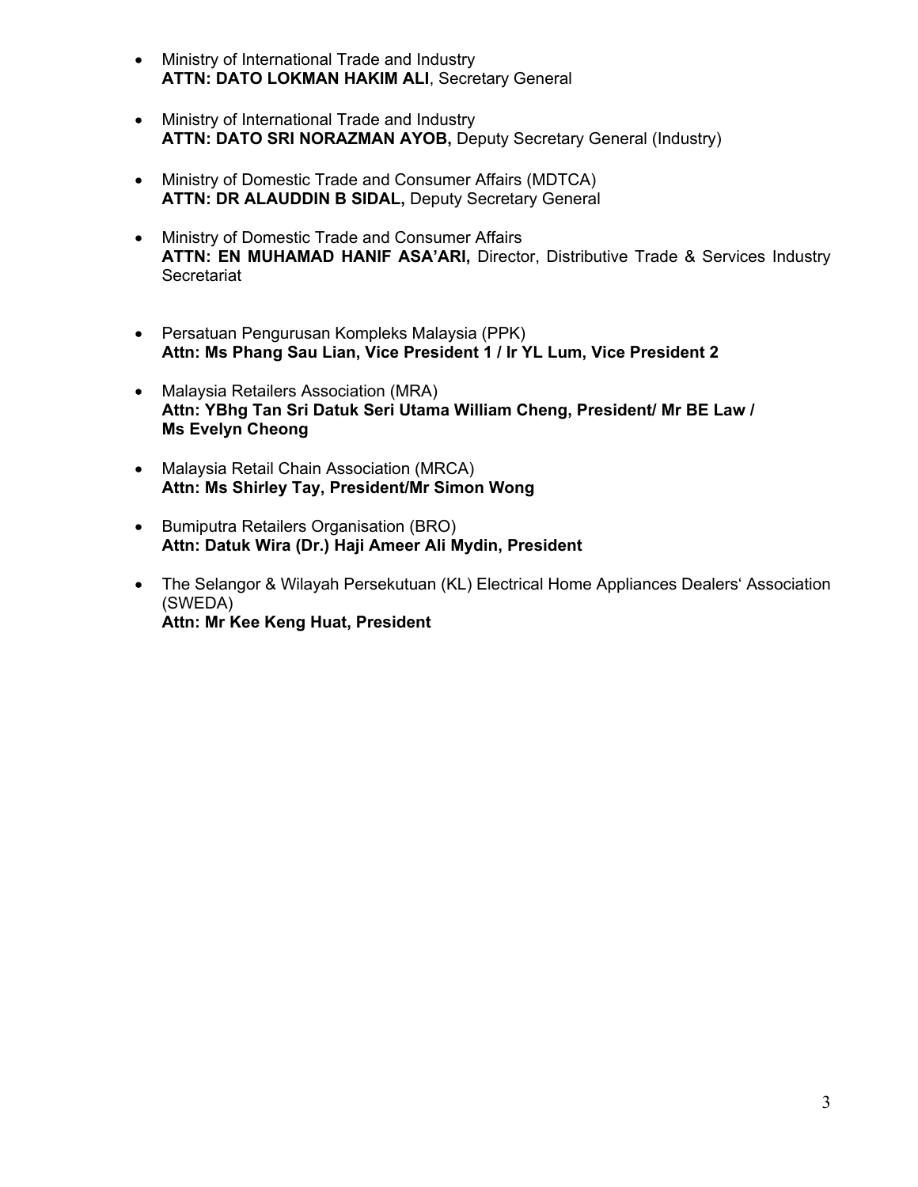- Ministry of International Trade and Industry
  **ATTN: DATO LOKMAN HAKIM ALI**, Secretary General

- Ministry of International Trade and Industry
  **ATTN: DATO SRI NORAZMAN AYOB,** Deputy Secretary General (Industry)

- Ministry of Domestic Trade and Consumer Affairs (MDTCA)
  **ATTN: DR ALAUDDIN B SIDAL,** Deputy Secretary General

- Ministry of Domestic Trade and Consumer Affairs
  **ATTN: EN MUHAMAD HANIF ASA'ARI,** Director, Distributive Trade & Services Industry Secretariat

- Persatuan Pengurusan Kompleks Malaysia (PPK)
  **Attn: Ms Phang Sau Lian, Vice President 1 / Ir YL Lum, Vice President 2**

- Malaysia Retailers Association (MRA)
  **Attn: YBhg Tan Sri Datuk Seri Utama William Cheng, President/ Mr BE Law / Ms Evelyn Cheong**

- Malaysia Retail Chain Association (MRCA)
  **Attn: Ms Shirley Tay, President/Mr Simon Wong**

- Bumiputra Retailers Organisation (BRO)
  **Attn: Datuk Wira (Dr.) Haji Ameer Ali Mydin, President**

- The Selangor & Wilayah Persekutuan (KL) Electrical Home Appliances Dealers' Association (SWEDA)
  **Attn: Mr Kee Keng Huat, President**